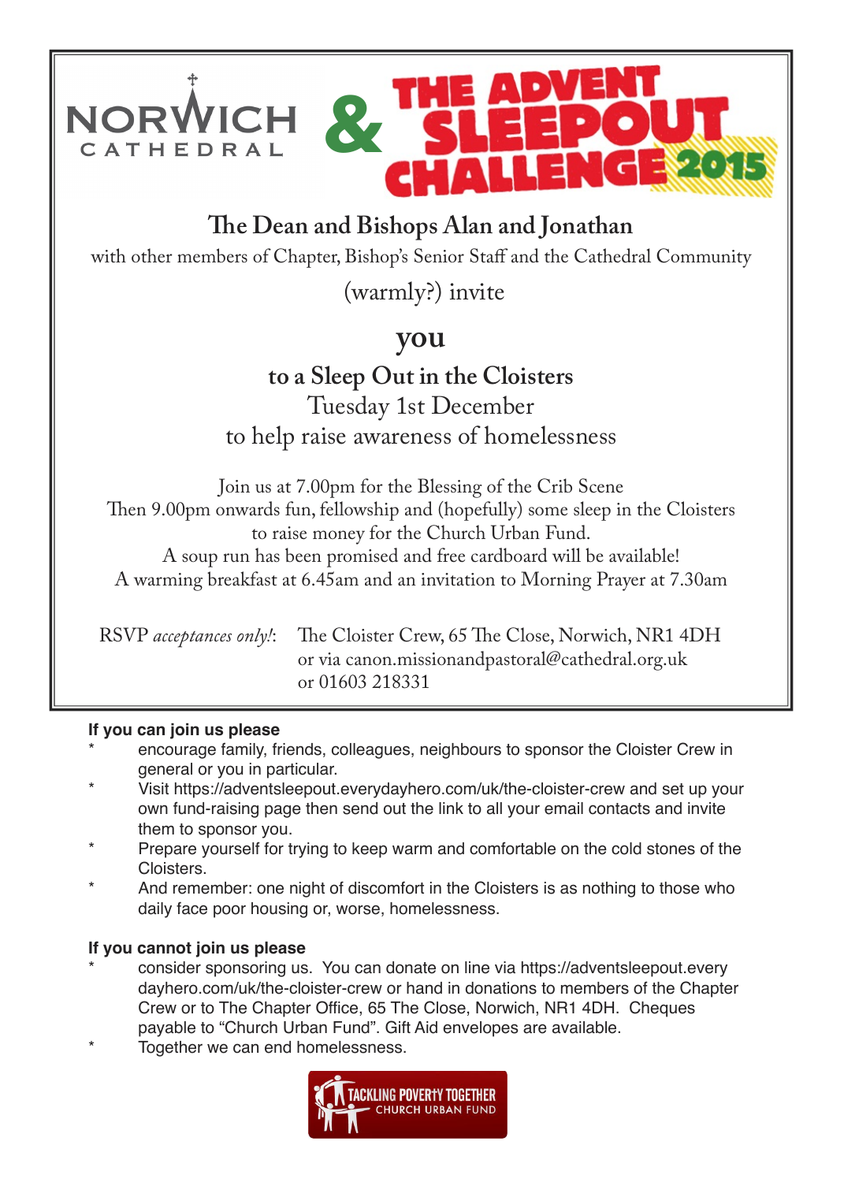NORWICH CATHEDRAL & THE ADVENT SLEEPOUT CHALLENGE 2015

## The Dean and Bishops Alan and Jonathan

with other members of Chapter, Bishop's Senior Staff and the Cathedral Community

(warmly?) invite

## you

### to a Sleep Out in the Cloisters

Tuesday 1st December

to help raise awareness of homelessness

Join us at 7.00pm for the Blessing of the Crib Scene
Then 9.00pm onwards fun, fellowship and (hopefully) some sleep in the Cloisters to raise money for the Church Urban Fund.
A soup run has been promised and free cardboard will be available!
A warming breakfast at 6.45am and an invitation to Morning Prayer at 7.30am

RSVP *acceptances only!*: The Cloister Crew, 65 The Close, Norwich, NR1 4DH
or via canon.missionandpastoral@cathedral.org.uk
or 01603 218331

**If you can join us please**

* encourage family, friends, colleagues, neighbours to sponsor the Cloister Crew in general or you in particular.
* Visit https://adventsleepout.everydayhero.com/uk/the-cloister-crew and set up your own fund-raising page then send out the link to all your email contacts and invite them to sponsor you.
* Prepare yourself for trying to keep warm and comfortable on the cold stones of the Cloisters.
* And remember: one night of discomfort in the Cloisters is as nothing to those who daily face poor housing or, worse, homelessness.

**If you cannot join us please**

* consider sponsoring us. You can donate on line via https://adventsleepout.everydayhero.com/uk/the-cloister-crew or hand in donations to members of the Chapter Crew or to The Chapter Office, 65 The Close, Norwich, NR1 4DH. Cheques payable to "Church Urban Fund". Gift Aid envelopes are available.
* Together we can end homelessness.

TACKLING POVERTY TOGETHER
CHURCH URBAN FUND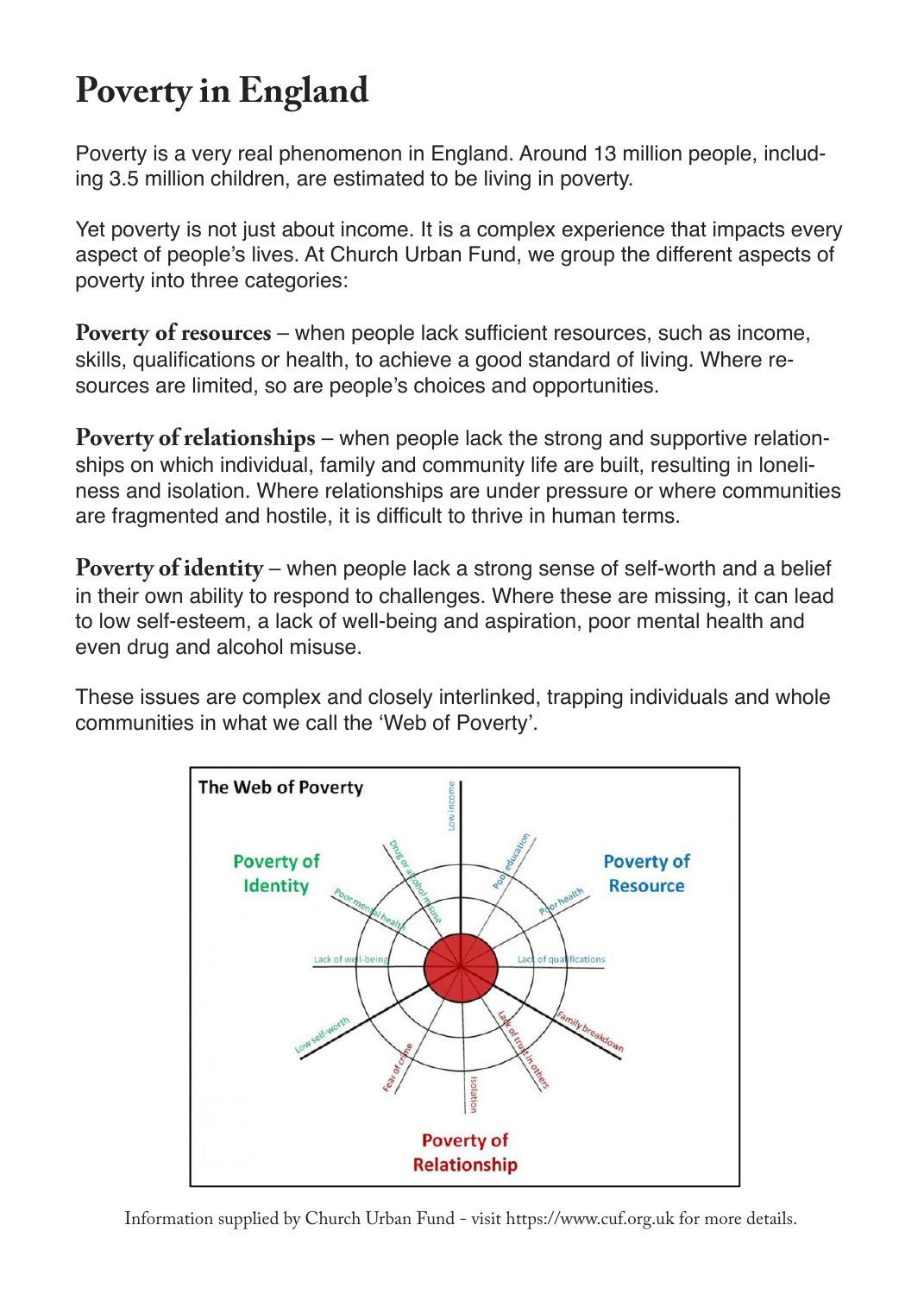# Poverty in England

Poverty is a very real phenomenon in England. Around 13 million people, including 3.5 million children, are estimated to be living in poverty.

Yet poverty is not just about income. It is a complex experience that impacts every aspect of people's lives. At Church Urban Fund, we group the different aspects of poverty into three categories:

**Poverty of resources** – when people lack sufficient resources, such as income, skills, qualifications or health, to achieve a good standard of living. Where resources are limited, so are people's choices and opportunities.

**Poverty of relationships** – when people lack the strong and supportive relationships on which individual, family and community life are built, resulting in loneliness and isolation. Where relationships are under pressure or where communities are fragmented and hostile, it is difficult to thrive in human terms.

**Poverty of identity** – when people lack a strong sense of self-worth and a belief in their own ability to respond to challenges. Where these are missing, it can lead to low self-esteem, a lack of well-being and aspiration, poor mental health and even drug and alcohol misuse.

These issues are complex and closely interlinked, trapping individuals and whole communities in what we call the 'Web of Poverty'.

The Web of Poverty

Poverty of Identity

Poverty of Resource

Poverty of Relationship

Low income

Poor education

Poor health

Lack of qualifications

Family breakdown

Lack of trust in others

Isolation

Fear of crime

Low self-worth

Lack of well-being

Poor mental health

Drug or alcohol misuse

Information supplied by Church Urban Fund - visit https://www.cuf.org.uk for more details.